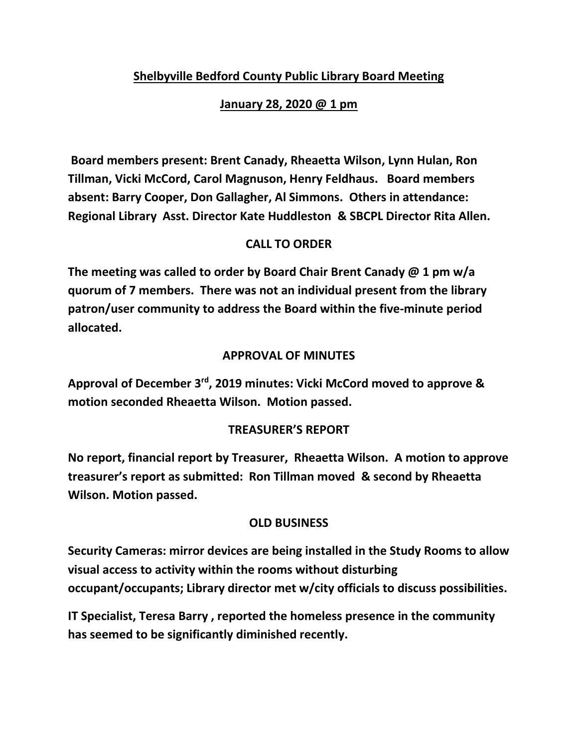# Shelbyville Bedford County Public Library Board Meeting

## January 28, 2020 @ 1 pm

**Board members present: Brent Canady, Rheaetta Wilson, Lynn Hulan, Ron Tillman, Vicki McCord, Carol Magnuson, Henry Feldhaus. Board members absent: Barry Cooper, Don Gallagher, Al Simmons. Others in attendance: Regional Library Asst. Director Kate Huddleston & SBCPL Director Rita Allen.**

### CALL TO ORDER

**The meeting was called to order by Board Chair Brent Canady @ 1 pm w/a quorum of 7 members. There was not an individual present from the library patron/user community to address the Board within the five-minute period allocated.**

### APPROVAL OF MINUTES

**Approval of December 3rd, 2019 minutes: Vicki McCord moved to approve & motion seconded Rheaetta Wilson. Motion passed.**

### TREASURER'S REPORT

**No report, financial report by Treasurer, Rheaetta Wilson. A motion to approve treasurer's report as submitted: Ron Tillman moved & second by Rheaetta Wilson. Motion passed.**

### OLD BUSINESS

**Security Cameras: mirror devices are being installed in the Study Rooms to allow visual access to activity within the rooms without disturbing occupant/occupants; Library director met w/city officials to discuss possibilities.**

**IT Specialist, Teresa Barry , reported the homeless presence in the community has seemed to be significantly diminished recently.**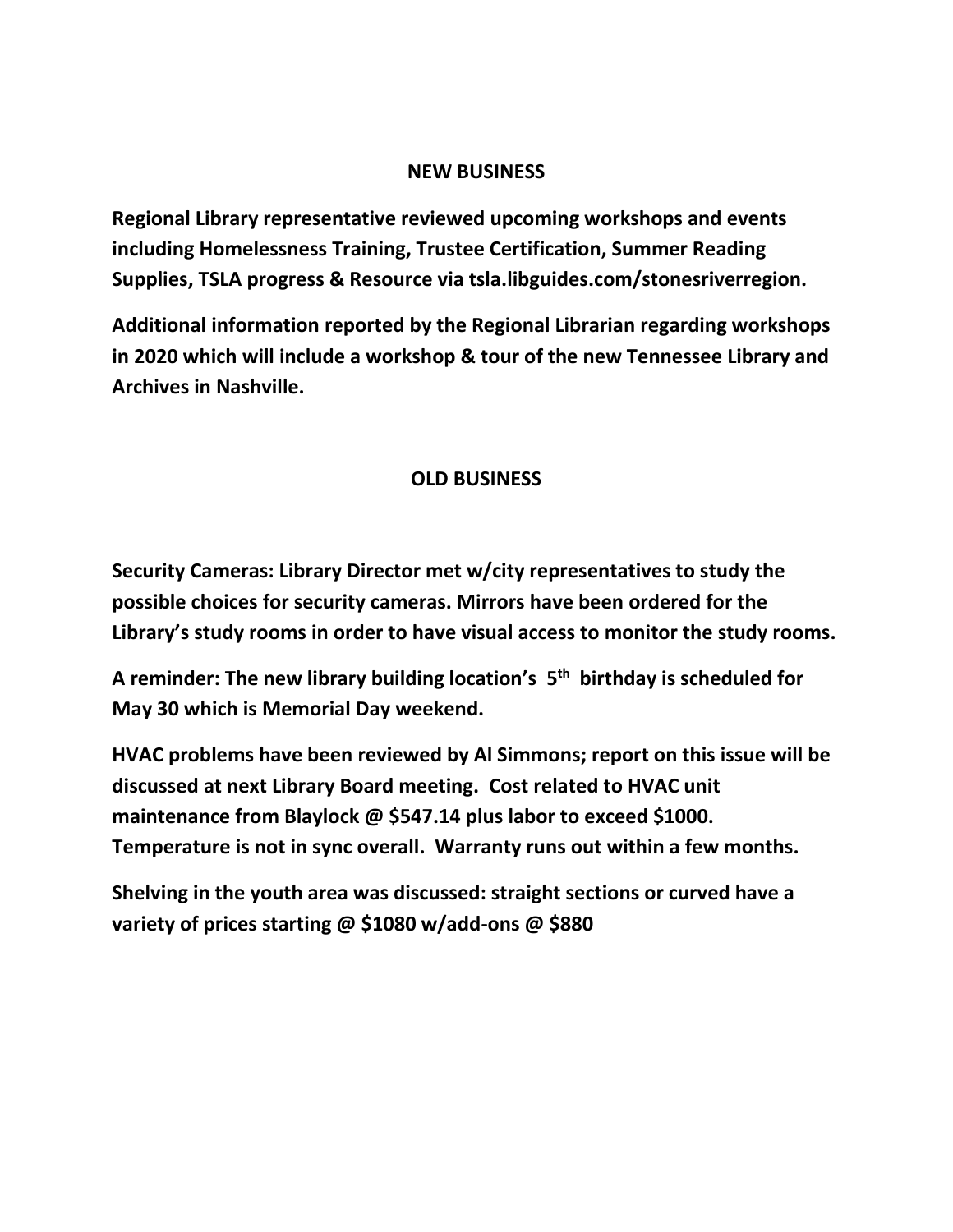## NEW BUSINESS

**Regional Library representative reviewed upcoming workshops and events including Homelessness Training, Trustee Certification, Summer Reading Supplies, TSLA progress & Resource via tsla.libguides.com/stonesriverregion.**

**Additional information reported by the Regional Librarian regarding workshops in 2020 which will include a workshop & tour of the new Tennessee Library and Archives in Nashville.**

## OLD BUSINESS

**Security Cameras: Library Director met w/city representatives to study the possible choices for security cameras. Mirrors have been ordered for the Library's study rooms in order to have visual access to monitor the study rooms.**

**A reminder: The new library building location's 5th birthday is scheduled for May 30 which is Memorial Day weekend.**

**HVAC problems have been reviewed by Al Simmons; report on this issue will be discussed at next Library Board meeting. Cost related to HVAC unit maintenance from Blaylock @ $547.14 plus labor to exceed $1000. Temperature is not in sync overall. Warranty runs out within a few months.**

**Shelving in the youth area was discussed: straight sections or curved have a variety of prices starting @ $1080 w/add-ons @ $880**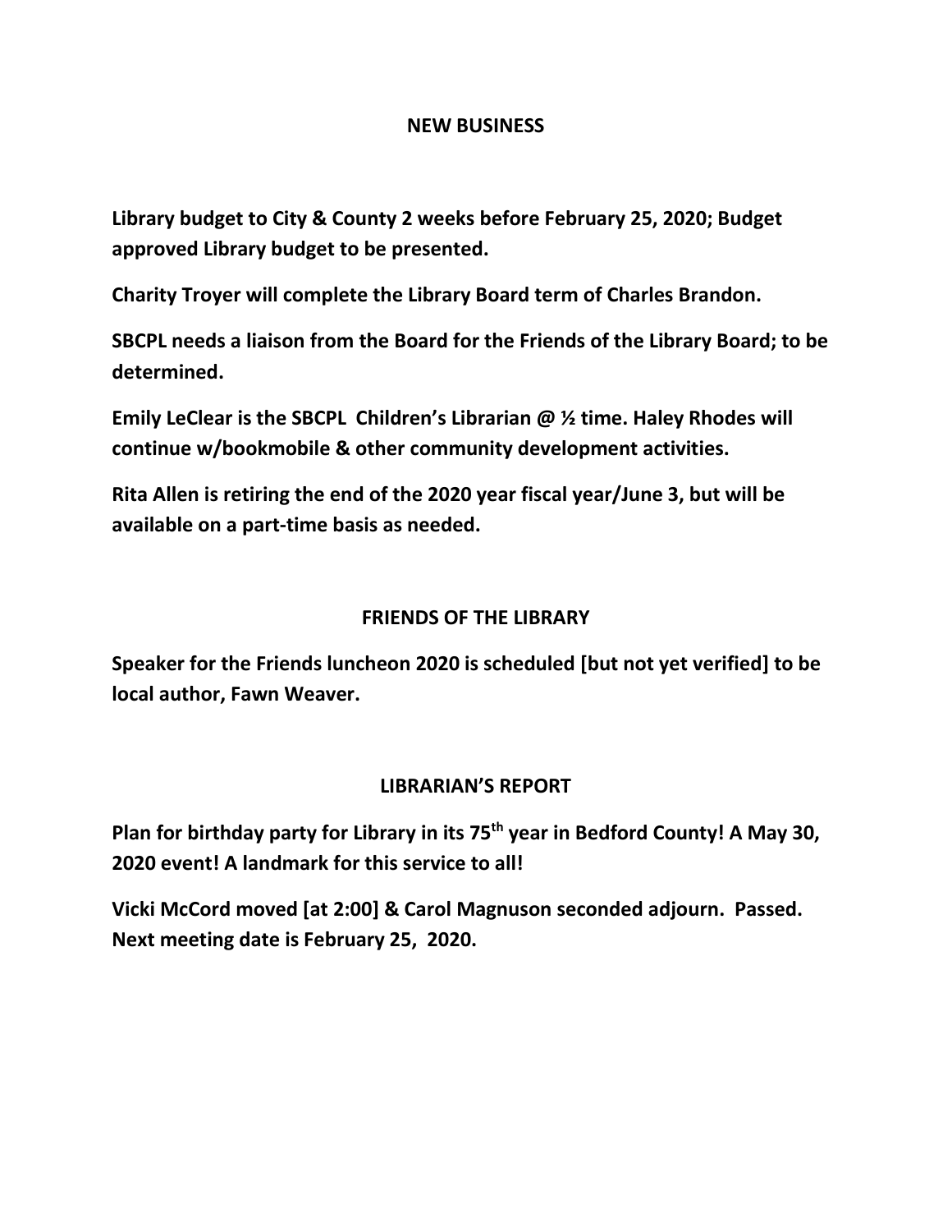## NEW BUSINESS

**Library budget to City & County 2 weeks before February 25, 2020; Budget approved Library budget to be presented.**

**Charity Troyer will complete the Library Board term of Charles Brandon.**

**SBCPL needs a liaison from the Board for the Friends of the Library Board; to be determined.**

**Emily LeClear is the SBCPL Children's Librarian @ ½ time. Haley Rhodes will continue w/bookmobile & other community development activities.**

**Rita Allen is retiring the end of the 2020 year fiscal year/June 3, but will be available on a part-time basis as needed.**

## FRIENDS OF THE LIBRARY

**Speaker for the Friends luncheon 2020 is scheduled [but not yet verified] to be local author, Fawn Weaver.**

## LIBRARIAN'S REPORT

**Plan for birthday party for Library in its 75th year in Bedford County! A May 30, 2020 event! A landmark for this service to all!**

**Vicki McCord moved [at 2:00] & Carol Magnuson seconded adjourn. Passed. Next meeting date is February 25, 2020.**